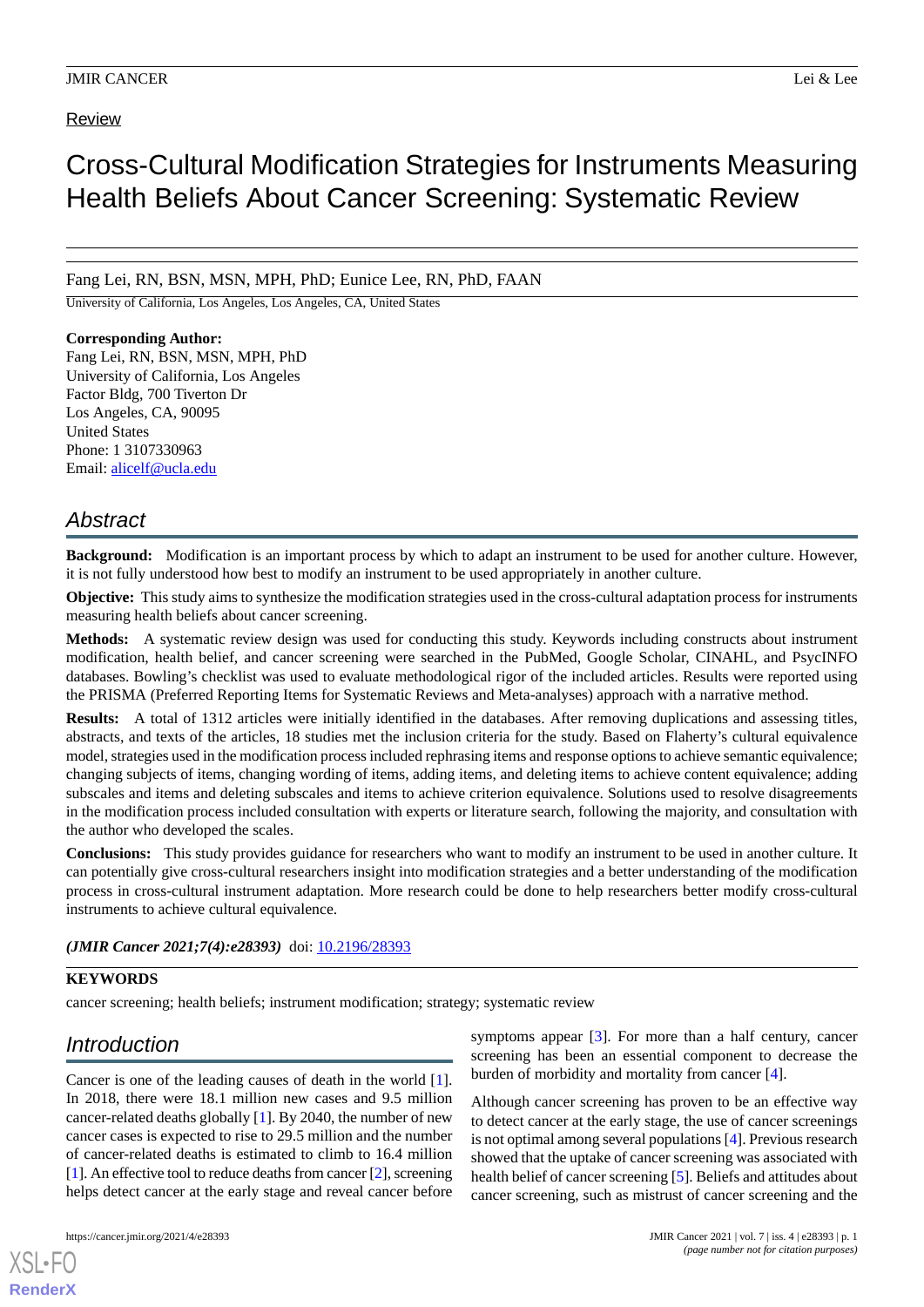Review

# Cross-Cultural Modification Strategies for Instruments Measuring Health Beliefs About Cancer Screening: Systematic Review

Fang Lei, RN, BSN, MSN, MPH, PhD; Eunice Lee, RN, PhD, FAAN

University of California, Los Angeles, Los Angeles, CA, United States

**Corresponding Author:**
Fang Lei, RN, BSN, MSN, MPH, PhD
University of California, Los Angeles
Factor Bldg, 700 Tiverton Dr
Los Angeles, CA, 90095
United States
Phone: 1 3107330963
Email: alicelf@ucla.edu

## Abstract

**Background:** Modification is an important process by which to adapt an instrument to be used for another culture. However, it is not fully understood how best to modify an instrument to be used appropriately in another culture.

**Objective:** This study aims to synthesize the modification strategies used in the cross-cultural adaptation process for instruments measuring health beliefs about cancer screening.

**Methods:** A systematic review design was used for conducting this study. Keywords including constructs about instrument modification, health belief, and cancer screening were searched in the PubMed, Google Scholar, CINAHL, and PsycINFO databases. Bowling's checklist was used to evaluate methodological rigor of the included articles. Results were reported using the PRISMA (Preferred Reporting Items for Systematic Reviews and Meta-analyses) approach with a narrative method.

**Results:** A total of 1312 articles were initially identified in the databases. After removing duplications and assessing titles, abstracts, and texts of the articles, 18 studies met the inclusion criteria for the study. Based on Flaherty's cultural equivalence model, strategies used in the modification process included rephrasing items and response options to achieve semantic equivalence; changing subjects of items, changing wording of items, adding items, and deleting items to achieve content equivalence; adding subscales and items and deleting subscales and items to achieve criterion equivalence. Solutions used to resolve disagreements in the modification process included consultation with experts or literature search, following the majority, and consultation with the author who developed the scales.

**Conclusions:** This study provides guidance for researchers who want to modify an instrument to be used in another culture. It can potentially give cross-cultural researchers insight into modification strategies and a better understanding of the modification process in cross-cultural instrument adaptation. More research could be done to help researchers better modify cross-cultural instruments to achieve cultural equivalence.

***(JMIR Cancer 2021;7(4):e28393)*** doi: 10.2196/28393

**KEYWORDS**

cancer screening; health beliefs; instrument modification; strategy; systematic review

## Introduction

Cancer is one of the leading causes of death in the world [1]. In 2018, there were 18.1 million new cases and 9.5 million cancer-related deaths globally [1]. By 2040, the number of new cancer cases is expected to rise to 29.5 million and the number of cancer-related deaths is estimated to climb to 16.4 million [1]. An effective tool to reduce deaths from cancer [2], screening helps detect cancer at the early stage and reveal cancer before symptoms appear [3]. For more than a half century, cancer screening has been an essential component to decrease the burden of morbidity and mortality from cancer [4].

Although cancer screening has proven to be an effective way to detect cancer at the early stage, the use of cancer screenings is not optimal among several populations [4]. Previous research showed that the uptake of cancer screening was associated with health belief of cancer screening [5]. Beliefs and attitudes about cancer screening, such as mistrust of cancer screening and the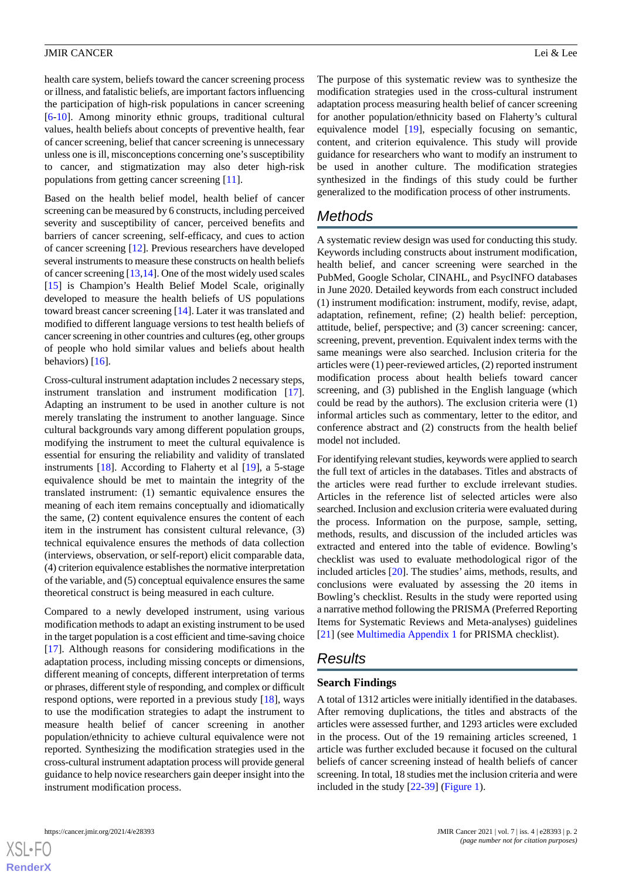health care system, beliefs toward the cancer screening process or illness, and fatalistic beliefs, are important factors influencing the participation of high-risk populations in cancer screening [6-10]. Among minority ethnic groups, traditional cultural values, health beliefs about concepts of preventive health, fear of cancer screening, belief that cancer screening is unnecessary unless one is ill, misconceptions concerning one's susceptibility to cancer, and stigmatization may also deter high-risk populations from getting cancer screening [11].

Based on the health belief model, health belief of cancer screening can be measured by 6 constructs, including perceived severity and susceptibility of cancer, perceived benefits and barriers of cancer screening, self-efficacy, and cues to action of cancer screening [12]. Previous researchers have developed several instruments to measure these constructs on health beliefs of cancer screening [13,14]. One of the most widely used scales [15] is Champion's Health Belief Model Scale, originally developed to measure the health beliefs of US populations toward breast cancer screening [14]. Later it was translated and modified to different language versions to test health beliefs of cancer screening in other countries and cultures (eg, other groups of people who hold similar values and beliefs about health behaviors) [16].

Cross-cultural instrument adaptation includes 2 necessary steps, instrument translation and instrument modification [17]. Adapting an instrument to be used in another culture is not merely translating the instrument to another language. Since cultural backgrounds vary among different population groups, modifying the instrument to meet the cultural equivalence is essential for ensuring the reliability and validity of translated instruments [18]. According to Flaherty et al [19], a 5-stage equivalence should be met to maintain the integrity of the translated instrument: (1) semantic equivalence ensures the meaning of each item remains conceptually and idiomatically the same, (2) content equivalence ensures the content of each item in the instrument has consistent cultural relevance, (3) technical equivalence ensures the methods of data collection (interviews, observation, or self-report) elicit comparable data, (4) criterion equivalence establishes the normative interpretation of the variable, and (5) conceptual equivalence ensures the same theoretical construct is being measured in each culture.

Compared to a newly developed instrument, using various modification methods to adapt an existing instrument to be used in the target population is a cost efficient and time-saving choice [17]. Although reasons for considering modifications in the adaptation process, including missing concepts or dimensions, different meaning of concepts, different interpretation of terms or phrases, different style of responding, and complex or difficult respond options, were reported in a previous study [18], ways to use the modification strategies to adapt the instrument to measure health belief of cancer screening in another population/ethnicity to achieve cultural equivalence were not reported. Synthesizing the modification strategies used in the cross-cultural instrument adaptation process will provide general guidance to help novice researchers gain deeper insight into the instrument modification process.

The purpose of this systematic review was to synthesize the modification strategies used in the cross-cultural instrument adaptation process measuring health belief of cancer screening for another population/ethnicity based on Flaherty's cultural equivalence model [19], especially focusing on semantic, content, and criterion equivalence. This study will provide guidance for researchers who want to modify an instrument to be used in another culture. The modification strategies synthesized in the findings of this study could be further generalized to the modification process of other instruments.

## Methods

A systematic review design was used for conducting this study. Keywords including constructs about instrument modification, health belief, and cancer screening were searched in the PubMed, Google Scholar, CINAHL, and PsycINFO databases in June 2020. Detailed keywords from each construct included (1) instrument modification: instrument, modify, revise, adapt, adaptation, refinement, refine; (2) health belief: perception, attitude, belief, perspective; and (3) cancer screening: cancer, screening, prevent, prevention. Equivalent index terms with the same meanings were also searched. Inclusion criteria for the articles were (1) peer-reviewed articles, (2) reported instrument modification process about health beliefs toward cancer screening, and (3) published in the English language (which could be read by the authors). The exclusion criteria were (1) informal articles such as commentary, letter to the editor, and conference abstract and (2) constructs from the health belief model not included.

For identifying relevant studies, keywords were applied to search the full text of articles in the databases. Titles and abstracts of the articles were read further to exclude irrelevant studies. Articles in the reference list of selected articles were also searched. Inclusion and exclusion criteria were evaluated during the process. Information on the purpose, sample, setting, methods, results, and discussion of the included articles was extracted and entered into the table of evidence. Bowling's checklist was used to evaluate methodological rigor of the included articles [20]. The studies' aims, methods, results, and conclusions were evaluated by assessing the 20 items in Bowling's checklist. Results in the study were reported using a narrative method following the PRISMA (Preferred Reporting Items for Systematic Reviews and Meta-analyses) guidelines [21] (see Multimedia Appendix 1 for PRISMA checklist).

## Results

### Search Findings

A total of 1312 articles were initially identified in the databases. After removing duplications, the titles and abstracts of the articles were assessed further, and 1293 articles were excluded in the process. Out of the 19 remaining articles screened, 1 article was further excluded because it focused on the cultural beliefs of cancer screening instead of health beliefs of cancer screening. In total, 18 studies met the inclusion criteria and were included in the study [22-39] (Figure 1).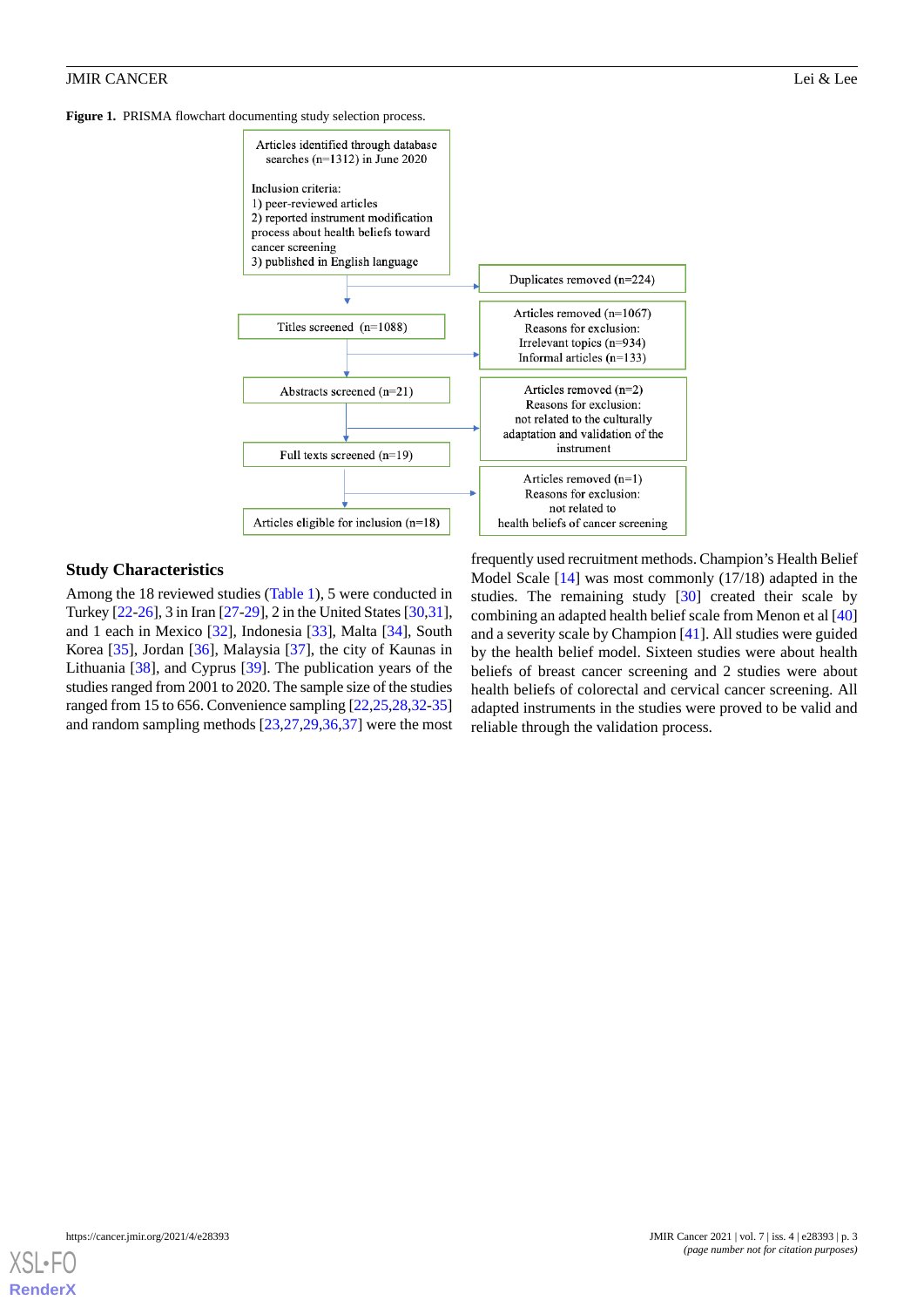**Figure 1.** PRISMA flowchart documenting study selection process.

Articles identified through database searches (n=1312) in June 2020

Inclusion criteria:
1) peer-reviewed articles
2) reported instrument modification process about health beliefs toward cancer screening
3) published in English language

Duplicates removed (n=224)

Titles screened (n=1088)

Articles removed (n=1067)
Reasons for exclusion:
Irrelevant topics (n=934)
Informal articles (n=133)

Abstracts screened (n=21)

Articles removed (n=2)
Reasons for exclusion:
not related to the culturally adaptation and validation of the instrument

Full texts screened (n=19)

Articles removed (n=1)
Reasons for exclusion:
not related to health beliefs of cancer screening

Articles eligible for inclusion (n=18)

### Study Characteristics

Among the 18 reviewed studies (Table 1), 5 were conducted in Turkey [22-26], 3 in Iran [27-29], 2 in the United States [30,31], and 1 each in Mexico [32], Indonesia [33], Malta [34], South Korea [35], Jordan [36], Malaysia [37], the city of Kaunas in Lithuania [38], and Cyprus [39]. The publication years of the studies ranged from 2001 to 2020. The sample size of the studies ranged from 15 to 656. Convenience sampling [22,25,28,32-35] and random sampling methods [23,27,29,36,37] were the most frequently used recruitment methods. Champion's Health Belief Model Scale [14] was most commonly (17/18) adapted in the studies. The remaining study [30] created their scale by combining an adapted health belief scale from Menon et al [40] and a severity scale by Champion [41]. All studies were guided by the health belief model. Sixteen studies were about health beliefs of breast cancer screening and 2 studies were about health beliefs of colorectal and cervical cancer screening. All adapted instruments in the studies were proved to be valid and reliable through the validation process.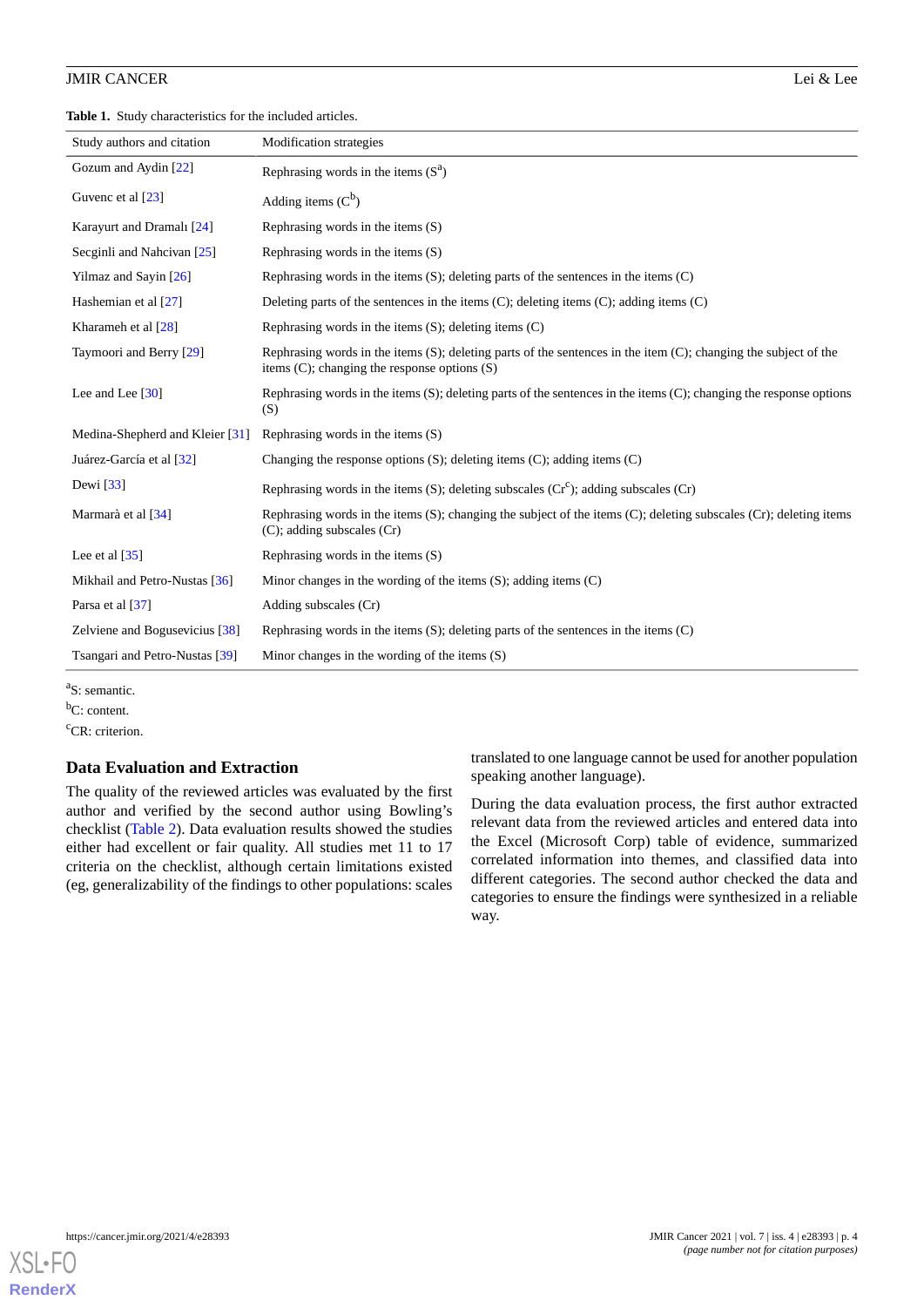**Table 1.** Study characteristics for the included articles.

| Study authors and citation | Modification strategies |
|---|---|
| Gozum and Aydin [22] | Rephrasing words in the items (S[a]) |
| Guvenc et al [23] | Adding items (C[b]) |
| Karayurt and Dramalı [24] | Rephrasing words in the items (S) |
| Secginli and Nahcivan [25] | Rephrasing words in the items (S) |
| Yilmaz and Sayin [26] | Rephrasing words in the items (S); deleting parts of the sentences in the items (C) |
| Hashemian et al [27] | Deleting parts of the sentences in the items (C); deleting items (C); adding items (C) |
| Kharameh et al [28] | Rephrasing words in the items (S); deleting items (C) |
| Taymoori and Berry [29] | Rephrasing words in the items (S); deleting parts of the sentences in the item (C); changing the subject of the items (C); changing the response options (S) |
| Lee and Lee [30] | Rephrasing words in the items (S); deleting parts of the sentences in the items (C); changing the response options (S) |
| Medina-Shepherd and Kleier [31] | Rephrasing words in the items (S) |
| Juárez-García et al [32] | Changing the response options (S); deleting items (C); adding items (C) |
| Dewi [33] | Rephrasing words in the items (S); deleting subscales (Cr[c]); adding subscales (Cr) |
| Marmarà et al [34] | Rephrasing words in the items (S); changing the subject of the items (C); deleting subscales (Cr); deleting items (C); adding subscales (Cr) |
| Lee et al [35] | Rephrasing words in the items (S) |
| Mikhail and Petro-Nustas [36] | Minor changes in the wording of the items (S); adding items (C) |
| Parsa et al [37] | Adding subscales (Cr) |
| Zelviene and Bogusevicius [38] | Rephrasing words in the items (S); deleting parts of the sentences in the items (C) |
| Tsangari and Petro-Nustas [39] | Minor changes in the wording of the items (S) |

[a]S: semantic.

[b]C: content.

[c]CR: criterion.

### Data Evaluation and Extraction

The quality of the reviewed articles was evaluated by the first author and verified by the second author using Bowling's checklist (Table 2). Data evaluation results showed the studies either had excellent or fair quality. All studies met 11 to 17 criteria on the checklist, although certain limitations existed (eg, generalizability of the findings to other populations: scales translated to one language cannot be used for another population speaking another language).

During the data evaluation process, the first author extracted relevant data from the reviewed articles and entered data into the Excel (Microsoft Corp) table of evidence, summarized correlated information into themes, and classified data into different categories. The second author checked the data and categories to ensure the findings were synthesized in a reliable way.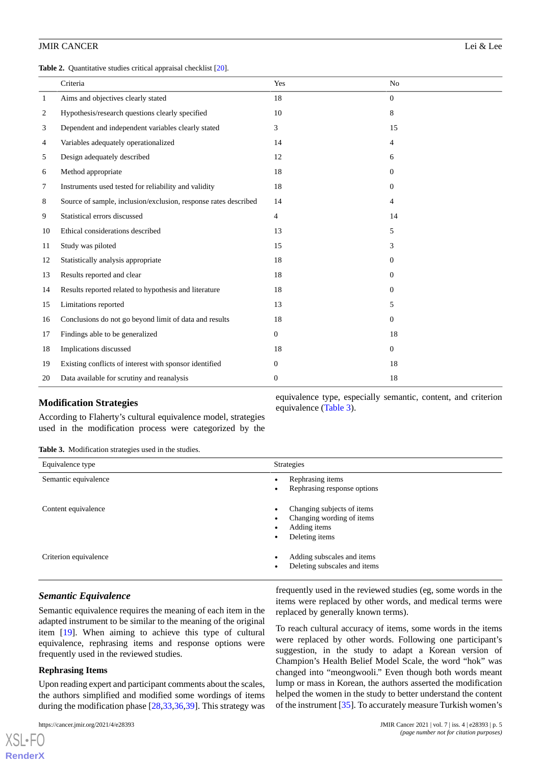**Table 2.** Quantitative studies critical appraisal checklist [20].

| | Criteria | Yes | No |
|---|---|---|---|
| 1 | Aims and objectives clearly stated | 18 | 0 |
| 2 | Hypothesis/research questions clearly specified | 10 | 8 |
| 3 | Dependent and independent variables clearly stated | 3 | 15 |
| 4 | Variables adequately operationalized | 14 | 4 |
| 5 | Design adequately described | 12 | 6 |
| 6 | Method appropriate | 18 | 0 |
| 7 | Instruments used tested for reliability and validity | 18 | 0 |
| 8 | Source of sample, inclusion/exclusion, response rates described | 14 | 4 |
| 9 | Statistical errors discussed | 4 | 14 |
| 10 | Ethical considerations described | 13 | 5 |
| 11 | Study was piloted | 15 | 3 |
| 12 | Statistically analysis appropriate | 18 | 0 |
| 13 | Results reported and clear | 18 | 0 |
| 14 | Results reported related to hypothesis and literature | 18 | 0 |
| 15 | Limitations reported | 13 | 5 |
| 16 | Conclusions do not go beyond limit of data and results | 18 | 0 |
| 17 | Findings able to be generalized | 0 | 18 |
| 18 | Implications discussed | 18 | 0 |
| 19 | Existing conflicts of interest with sponsor identified | 0 | 18 |
| 20 | Data available for scrutiny and reanalysis | 0 | 18 |

## Modification Strategies

According to Flaherty's cultural equivalence model, strategies used in the modification process were categorized by the equivalence type, especially semantic, content, and criterion equivalence (Table 3).

**Table 3.** Modification strategies used in the studies.

| Equivalence type | Strategies |
|---|---|
| Semantic equivalence | • Rephrasing items<br>• Rephrasing response options |
| Content equivalence | • Changing subjects of items<br>• Changing wording of items<br>• Adding items<br>• Deleting items |
| Criterion equivalence | • Adding subscales and items<br>• Deleting subscales and items |

### *Semantic Equivalence*

Semantic equivalence requires the meaning of each item in the adapted instrument to be similar to the meaning of the original item [19]. When aiming to achieve this type of cultural equivalence, rephrasing items and response options were frequently used in the reviewed studies.

#### Rephrasing Items

Upon reading expert and participant comments about the scales, the authors simplified and modified some wordings of items during the modification phase [28,33,36,39]. This strategy was frequently used in the reviewed studies (eg, some words in the items were replaced by other words, and medical terms were replaced by generally known terms).

To reach cultural accuracy of items, some words in the items were replaced by other words. Following one participant's suggestion, in the study to adapt a Korean version of Champion's Health Belief Model Scale, the word "hok" was changed into "meongwooli." Even though both words meant lump or mass in Korean, the authors asserted the modification helped the women in the study to better understand the content of the instrument [35]. To accurately measure Turkish women's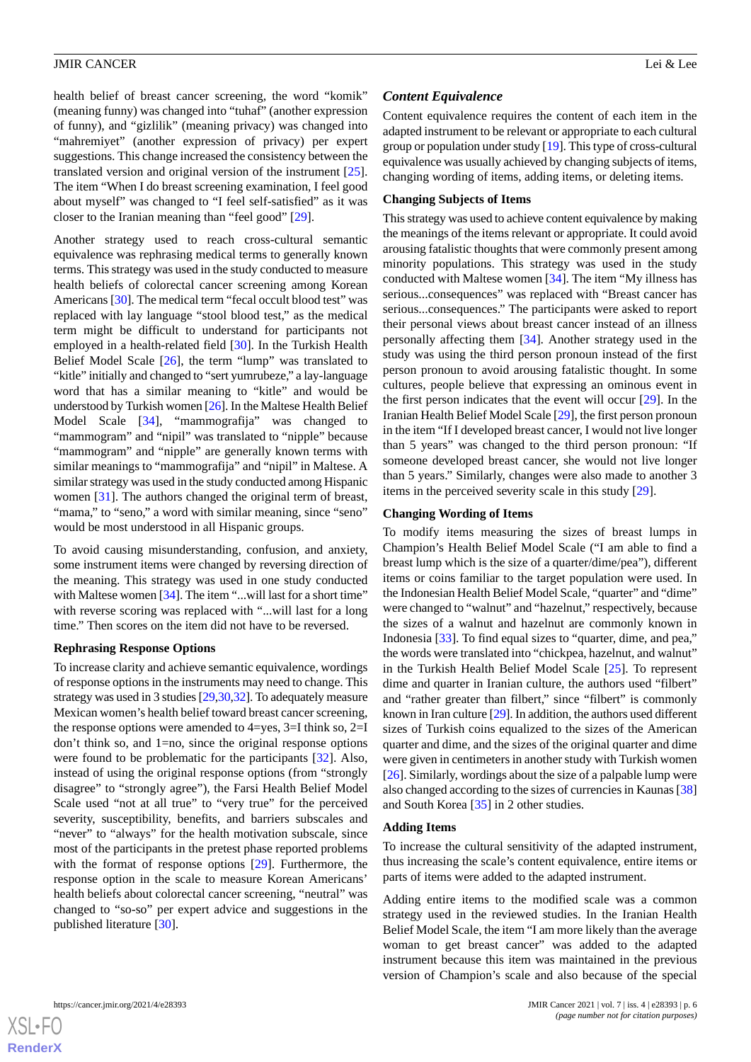health belief of breast cancer screening, the word "komik" (meaning funny) was changed into "tuhaf" (another expression of funny), and "gizlilik" (meaning privacy) was changed into "mahremiyet" (another expression of privacy) per expert suggestions. This change increased the consistency between the translated version and original version of the instrument [25]. The item "When I do breast screening examination, I feel good about myself" was changed to "I feel self-satisfied" as it was closer to the Iranian meaning than "feel good" [29].

Another strategy used to reach cross-cultural semantic equivalence was rephrasing medical terms to generally known terms. This strategy was used in the study conducted to measure health beliefs of colorectal cancer screening among Korean Americans [30]. The medical term "fecal occult blood test" was replaced with lay language "stool blood test," as the medical term might be difficult to understand for participants not employed in a health-related field [30]. In the Turkish Health Belief Model Scale [26], the term "lump" was translated to "kitle" initially and changed to "sert yumrubeze," a lay-language word that has a similar meaning to "kitle" and would be understood by Turkish women [26]. In the Maltese Health Belief Model Scale [34], "mammografija" was changed to "mammogram" and "nipil" was translated to "nipple" because "mammogram" and "nipple" are generally known terms with similar meanings to "mammografija" and "nipil" in Maltese. A similar strategy was used in the study conducted among Hispanic women [31]. The authors changed the original term of breast, "mama," to "seno," a word with similar meaning, since "seno" would be most understood in all Hispanic groups.

To avoid causing misunderstanding, confusion, and anxiety, some instrument items were changed by reversing direction of the meaning. This strategy was used in one study conducted with Maltese women [34]. The item "...will last for a short time" with reverse scoring was replaced with "...will last for a long time." Then scores on the item did not have to be reversed.

### Rephrasing Response Options

To increase clarity and achieve semantic equivalence, wordings of response options in the instruments may need to change. This strategy was used in 3 studies [29,30,32]. To adequately measure Mexican women's health belief toward breast cancer screening, the response options were amended to 4=yes, 3=I think so, 2=I don't think so, and 1=no, since the original response options were found to be problematic for the participants [32]. Also, instead of using the original response options (from "strongly disagree" to "strongly agree"), the Farsi Health Belief Model Scale used "not at all true" to "very true" for the perceived severity, susceptibility, benefits, and barriers subscales and "never" to "always" for the health motivation subscale, since most of the participants in the pretest phase reported problems with the format of response options [29]. Furthermore, the response option in the scale to measure Korean Americans' health beliefs about colorectal cancer screening, "neutral" was changed to "so-so" per expert advice and suggestions in the published literature [30].

## *Content Equivalence*

Content equivalence requires the content of each item in the adapted instrument to be relevant or appropriate to each cultural group or population under study [19]. This type of cross-cultural equivalence was usually achieved by changing subjects of items, changing wording of items, adding items, or deleting items.

### Changing Subjects of Items

This strategy was used to achieve content equivalence by making the meanings of the items relevant or appropriate. It could avoid arousing fatalistic thoughts that were commonly present among minority populations. This strategy was used in the study conducted with Maltese women [34]. The item "My illness has serious...consequences" was replaced with "Breast cancer has serious...consequences." The participants were asked to report their personal views about breast cancer instead of an illness personally affecting them [34]. Another strategy used in the study was using the third person pronoun instead of the first person pronoun to avoid arousing fatalistic thought. In some cultures, people believe that expressing an ominous event in the first person indicates that the event will occur [29]. In the Iranian Health Belief Model Scale [29], the first person pronoun in the item "If I developed breast cancer, I would not live longer than 5 years" was changed to the third person pronoun: "If someone developed breast cancer, she would not live longer than 5 years." Similarly, changes were also made to another 3 items in the perceived severity scale in this study [29].

### Changing Wording of Items

To modify items measuring the sizes of breast lumps in Champion's Health Belief Model Scale ("I am able to find a breast lump which is the size of a quarter/dime/pea"), different items or coins familiar to the target population were used. In the Indonesian Health Belief Model Scale, "quarter" and "dime" were changed to "walnut" and "hazelnut," respectively, because the sizes of a walnut and hazelnut are commonly known in Indonesia [33]. To find equal sizes to "quarter, dime, and pea," the words were translated into "chickpea, hazelnut, and walnut" in the Turkish Health Belief Model Scale [25]. To represent dime and quarter in Iranian culture, the authors used "filbert" and "rather greater than filbert," since "filbert" is commonly known in Iran culture [29]. In addition, the authors used different sizes of Turkish coins equalized to the sizes of the American quarter and dime, and the sizes of the original quarter and dime were given in centimeters in another study with Turkish women [26]. Similarly, wordings about the size of a palpable lump were also changed according to the sizes of currencies in Kaunas [38] and South Korea [35] in 2 other studies.

### Adding Items

To increase the cultural sensitivity of the adapted instrument, thus increasing the scale's content equivalence, entire items or parts of items were added to the adapted instrument.

Adding entire items to the modified scale was a common strategy used in the reviewed studies. In the Iranian Health Belief Model Scale, the item "I am more likely than the average woman to get breast cancer" was added to the adapted instrument because this item was maintained in the previous version of Champion's scale and also because of the special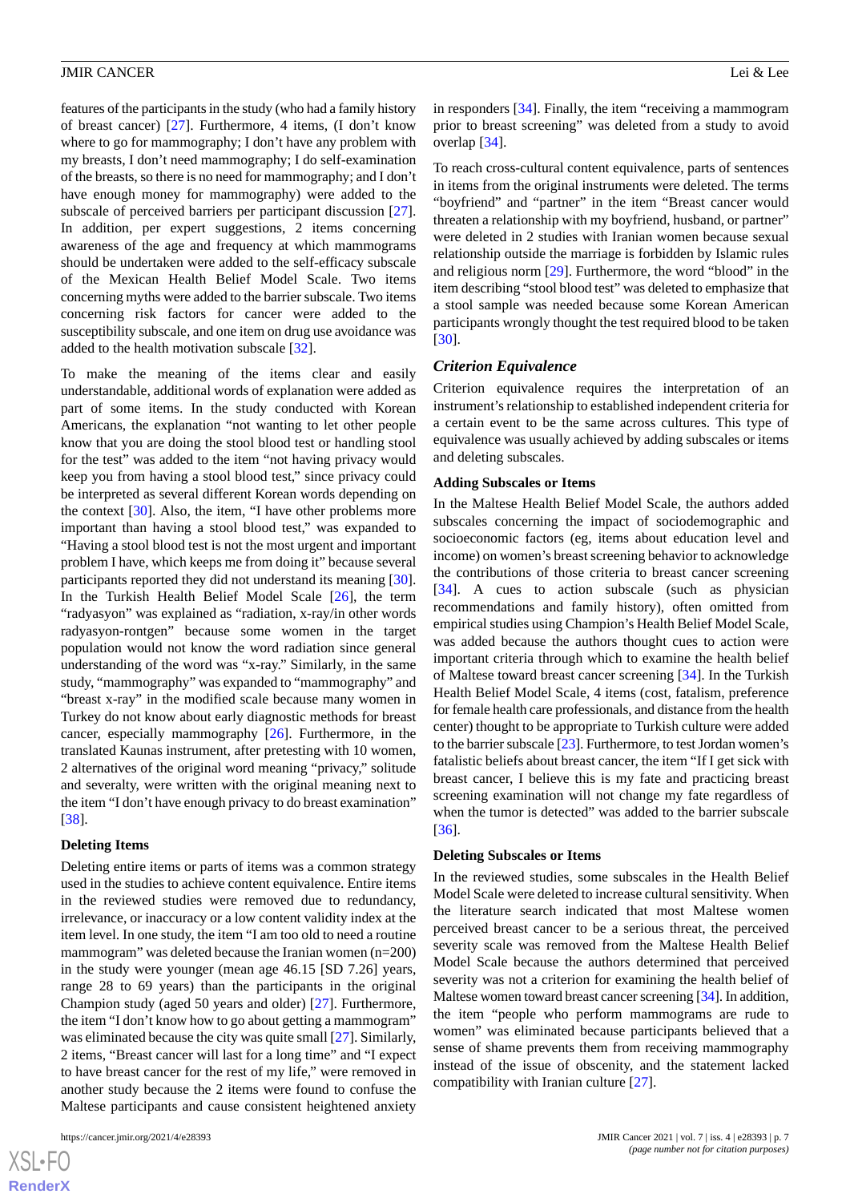features of the participants in the study (who had a family history of breast cancer) [27]. Furthermore, 4 items, (I don't know where to go for mammography; I don't have any problem with my breasts, I don't need mammography; I do self-examination of the breasts, so there is no need for mammography; and I don't have enough money for mammography) were added to the subscale of perceived barriers per participant discussion [27]. In addition, per expert suggestions, 2 items concerning awareness of the age and frequency at which mammograms should be undertaken were added to the self-efficacy subscale of the Mexican Health Belief Model Scale. Two items concerning myths were added to the barrier subscale. Two items concerning risk factors for cancer were added to the susceptibility subscale, and one item on drug use avoidance was added to the health motivation subscale [32].

To make the meaning of the items clear and easily understandable, additional words of explanation were added as part of some items. In the study conducted with Korean Americans, the explanation "not wanting to let other people know that you are doing the stool blood test or handling stool for the test" was added to the item "not having privacy would keep you from having a stool blood test," since privacy could be interpreted as several different Korean words depending on the context [30]. Also, the item, "I have other problems more important than having a stool blood test," was expanded to "Having a stool blood test is not the most urgent and important problem I have, which keeps me from doing it" because several participants reported they did not understand its meaning [30]. In the Turkish Health Belief Model Scale [26], the term "radyasyon" was explained as "radiation, x-ray/in other words radyasyon-rontgen" because some women in the target population would not know the word radiation since general understanding of the word was "x-ray." Similarly, in the same study, "mammography" was expanded to "mammography" and "breast x-ray" in the modified scale because many women in Turkey do not know about early diagnostic methods for breast cancer, especially mammography [26]. Furthermore, in the translated Kaunas instrument, after pretesting with 10 women, 2 alternatives of the original word meaning "privacy," solitude and severalty, were written with the original meaning next to the item "I don't have enough privacy to do breast examination" [38].

#### Deleting Items

Deleting entire items or parts of items was a common strategy used in the studies to achieve content equivalence. Entire items in the reviewed studies were removed due to redundancy, irrelevance, or inaccuracy or a low content validity index at the item level. In one study, the item "I am too old to need a routine mammogram" was deleted because the Iranian women (n=200) in the study were younger (mean age 46.15 [SD 7.26] years, range 28 to 69 years) than the participants in the original Champion study (aged 50 years and older) [27]. Furthermore, the item "I don't know how to go about getting a mammogram" was eliminated because the city was quite small [27]. Similarly, 2 items, "Breast cancer will last for a long time" and "I expect to have breast cancer for the rest of my life," were removed in another study because the 2 items were found to confuse the Maltese participants and cause consistent heightened anxiety in responders [34]. Finally, the item "receiving a mammogram prior to breast screening" was deleted from a study to avoid overlap [34].

To reach cross-cultural content equivalence, parts of sentences in items from the original instruments were deleted. The terms "boyfriend" and "partner" in the item "Breast cancer would threaten a relationship with my boyfriend, husband, or partner" were deleted in 2 studies with Iranian women because sexual relationship outside the marriage is forbidden by Islamic rules and religious norm [29]. Furthermore, the word "blood" in the item describing "stool blood test" was deleted to emphasize that a stool sample was needed because some Korean American participants wrongly thought the test required blood to be taken [30].

### *Criterion Equivalence*

Criterion equivalence requires the interpretation of an instrument's relationship to established independent criteria for a certain event to be the same across cultures. This type of equivalence was usually achieved by adding subscales or items and deleting subscales.

#### Adding Subscales or Items

In the Maltese Health Belief Model Scale, the authors added subscales concerning the impact of sociodemographic and socioeconomic factors (eg, items about education level and income) on women's breast screening behavior to acknowledge the contributions of those criteria to breast cancer screening [34]. A cues to action subscale (such as physician recommendations and family history), often omitted from empirical studies using Champion's Health Belief Model Scale, was added because the authors thought cues to action were important criteria through which to examine the health belief of Maltese toward breast cancer screening [34]. In the Turkish Health Belief Model Scale, 4 items (cost, fatalism, preference for female health care professionals, and distance from the health center) thought to be appropriate to Turkish culture were added to the barrier subscale [23]. Furthermore, to test Jordan women's fatalistic beliefs about breast cancer, the item "If I get sick with breast cancer, I believe this is my fate and practicing breast screening examination will not change my fate regardless of when the tumor is detected" was added to the barrier subscale [36].

#### Deleting Subscales or Items

In the reviewed studies, some subscales in the Health Belief Model Scale were deleted to increase cultural sensitivity. When the literature search indicated that most Maltese women perceived breast cancer to be a serious threat, the perceived severity scale was removed from the Maltese Health Belief Model Scale because the authors determined that perceived severity was not a criterion for examining the health belief of Maltese women toward breast cancer screening [34]. In addition, the item "people who perform mammograms are rude to women" was eliminated because participants believed that a sense of shame prevents them from receiving mammography instead of the issue of obscenity, and the statement lacked compatibility with Iranian culture [27].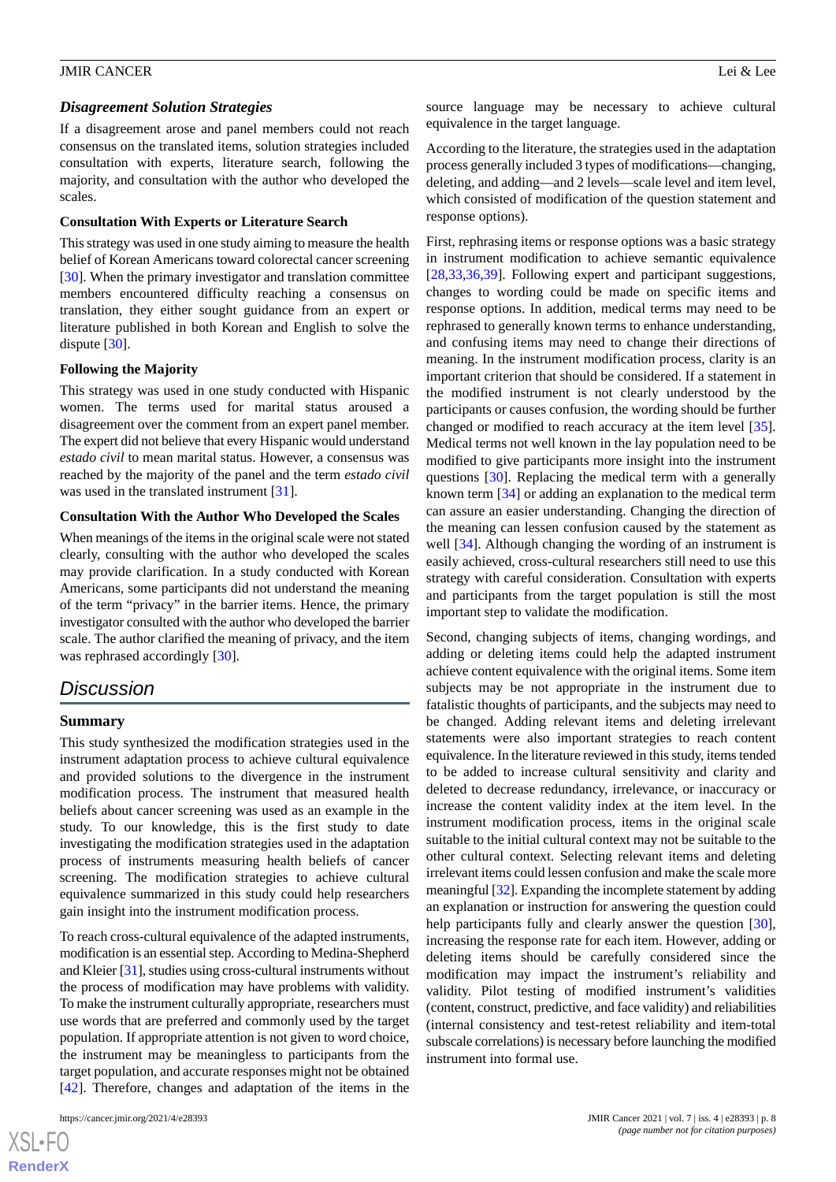### Disagreement Solution Strategies

If a disagreement arose and panel members could not reach consensus on the translated items, solution strategies included consultation with experts, literature search, following the majority, and consultation with the author who developed the scales.

#### Consultation With Experts or Literature Search

This strategy was used in one study aiming to measure the health belief of Korean Americans toward colorectal cancer screening [30]. When the primary investigator and translation committee members encountered difficulty reaching a consensus on translation, they either sought guidance from an expert or literature published in both Korean and English to solve the dispute [30].

#### Following the Majority

This strategy was used in one study conducted with Hispanic women. The terms used for marital status aroused a disagreement over the comment from an expert panel member. The expert did not believe that every Hispanic would understand *estado civil* to mean marital status. However, a consensus was reached by the majority of the panel and the term *estado civil* was used in the translated instrument [31].

#### Consultation With the Author Who Developed the Scales

When meanings of the items in the original scale were not stated clearly, consulting with the author who developed the scales may provide clarification. In a study conducted with Korean Americans, some participants did not understand the meaning of the term "privacy" in the barrier items. Hence, the primary investigator consulted with the author who developed the barrier scale. The author clarified the meaning of privacy, and the item was rephrased accordingly [30].

## Discussion

### Summary

This study synthesized the modification strategies used in the instrument adaptation process to achieve cultural equivalence and provided solutions to the divergence in the instrument modification process. The instrument that measured health beliefs about cancer screening was used as an example in the study. To our knowledge, this is the first study to date investigating the modification strategies used in the adaptation process of instruments measuring health beliefs of cancer screening. The modification strategies to achieve cultural equivalence summarized in this study could help researchers gain insight into the instrument modification process.

To reach cross-cultural equivalence of the adapted instruments, modification is an essential step. According to Medina-Shepherd and Kleier [31], studies using cross-cultural instruments without the process of modification may have problems with validity. To make the instrument culturally appropriate, researchers must use words that are preferred and commonly used by the target population. If appropriate attention is not given to word choice, the instrument may be meaningless to participants from the target population, and accurate responses might not be obtained [42]. Therefore, changes and adaptation of the items in the source language may be necessary to achieve cultural equivalence in the target language.

According to the literature, the strategies used in the adaptation process generally included 3 types of modifications—changing, deleting, and adding—and 2 levels—scale level and item level, which consisted of modification of the question statement and response options).

First, rephrasing items or response options was a basic strategy in instrument modification to achieve semantic equivalence [28,33,36,39]. Following expert and participant suggestions, changes to wording could be made on specific items and response options. In addition, medical terms may need to be rephrased to generally known terms to enhance understanding, and confusing items may need to change their directions of meaning. In the instrument modification process, clarity is an important criterion that should be considered. If a statement in the modified instrument is not clearly understood by the participants or causes confusion, the wording should be further changed or modified to reach accuracy at the item level [35]. Medical terms not well known in the lay population need to be modified to give participants more insight into the instrument questions [30]. Replacing the medical term with a generally known term [34] or adding an explanation to the medical term can assure an easier understanding. Changing the direction of the meaning can lessen confusion caused by the statement as well [34]. Although changing the wording of an instrument is easily achieved, cross-cultural researchers still need to use this strategy with careful consideration. Consultation with experts and participants from the target population is still the most important step to validate the modification.

Second, changing subjects of items, changing wordings, and adding or deleting items could help the adapted instrument achieve content equivalence with the original items. Some item subjects may be not appropriate in the instrument due to fatalistic thoughts of participants, and the subjects may need to be changed. Adding relevant items and deleting irrelevant statements were also important strategies to reach content equivalence. In the literature reviewed in this study, items tended to be added to increase cultural sensitivity and clarity and deleted to decrease redundancy, irrelevance, or inaccuracy or increase the content validity index at the item level. In the instrument modification process, items in the original scale suitable to the initial cultural context may not be suitable to the other cultural context. Selecting relevant items and deleting irrelevant items could lessen confusion and make the scale more meaningful [32]. Expanding the incomplete statement by adding an explanation or instruction for answering the question could help participants fully and clearly answer the question [30], increasing the response rate for each item. However, adding or deleting items should be carefully considered since the modification may impact the instrument's reliability and validity. Pilot testing of modified instrument's validities (content, construct, predictive, and face validity) and reliabilities (internal consistency and test-retest reliability and item-total subscale correlations) is necessary before launching the modified instrument into formal use.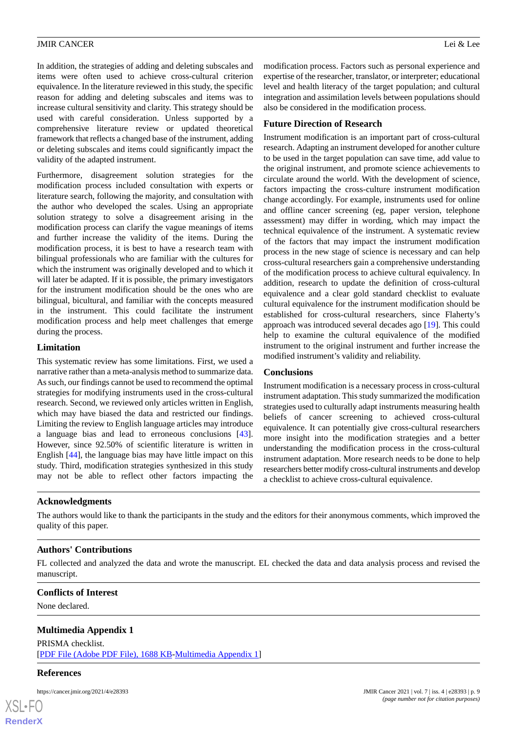In addition, the strategies of adding and deleting subscales and items were often used to achieve cross-cultural criterion equivalence. In the literature reviewed in this study, the specific reason for adding and deleting subscales and items was to increase cultural sensitivity and clarity. This strategy should be used with careful consideration. Unless supported by a comprehensive literature review or updated theoretical framework that reflects a changed base of the instrument, adding or deleting subscales and items could significantly impact the validity of the adapted instrument.

Furthermore, disagreement solution strategies for the modification process included consultation with experts or literature search, following the majority, and consultation with the author who developed the scales. Using an appropriate solution strategy to solve a disagreement arising in the modification process can clarify the vague meanings of items and further increase the validity of the items. During the modification process, it is best to have a research team with bilingual professionals who are familiar with the cultures for which the instrument was originally developed and to which it will later be adapted. If it is possible, the primary investigators for the instrument modification should be the ones who are bilingual, bicultural, and familiar with the concepts measured in the instrument. This could facilitate the instrument modification process and help meet challenges that emerge during the process.

### Limitation

This systematic review has some limitations. First, we used a narrative rather than a meta-analysis method to summarize data. As such, our findings cannot be used to recommend the optimal strategies for modifying instruments used in the cross-cultural research. Second, we reviewed only articles written in English, which may have biased the data and restricted our findings. Limiting the review to English language articles may introduce a language bias and lead to erroneous conclusions [43]. However, since 92.50% of scientific literature is written in English [44], the language bias may have little impact on this study. Third, modification strategies synthesized in this study may not be able to reflect other factors impacting the modification process. Factors such as personal experience and expertise of the researcher, translator, or interpreter; educational level and health literacy of the target population; and cultural integration and assimilation levels between populations should also be considered in the modification process.

### Future Direction of Research

Instrument modification is an important part of cross-cultural research. Adapting an instrument developed for another culture to be used in the target population can save time, add value to the original instrument, and promote science achievements to circulate around the world. With the development of science, factors impacting the cross-culture instrument modification change accordingly. For example, instruments used for online and offline cancer screening (eg, paper version, telephone assessment) may differ in wording, which may impact the technical equivalence of the instrument. A systematic review of the factors that may impact the instrument modification process in the new stage of science is necessary and can help cross-cultural researchers gain a comprehensive understanding of the modification process to achieve cultural equivalency. In addition, research to update the definition of cross-cultural equivalence and a clear gold standard checklist to evaluate cultural equivalence for the instrument modification should be established for cross-cultural researchers, since Flaherty's approach was introduced several decades ago [19]. This could help to examine the cultural equivalence of the modified instrument to the original instrument and further increase the modified instrument's validity and reliability.

### Conclusions

Instrument modification is a necessary process in cross-cultural instrument adaptation. This study summarized the modification strategies used to culturally adapt instruments measuring health beliefs of cancer screening to achieved cross-cultural equivalence. It can potentially give cross-cultural researchers more insight into the modification strategies and a better understanding the modification process in the cross-cultural instrument adaptation. More research needs to be done to help researchers better modify cross-cultural instruments and develop a checklist to achieve cross-cultural equivalence.

## Acknowledgments

The authors would like to thank the participants in the study and the editors for their anonymous comments, which improved the quality of this paper.

## Authors' Contributions

FL collected and analyzed the data and wrote the manuscript. EL checked the data and data analysis process and revised the manuscript.

## Conflicts of Interest

None declared.

## Multimedia Appendix 1

PRISMA checklist.
[PDF File (Adobe PDF File), 1688 KB-Multimedia Appendix 1]

## References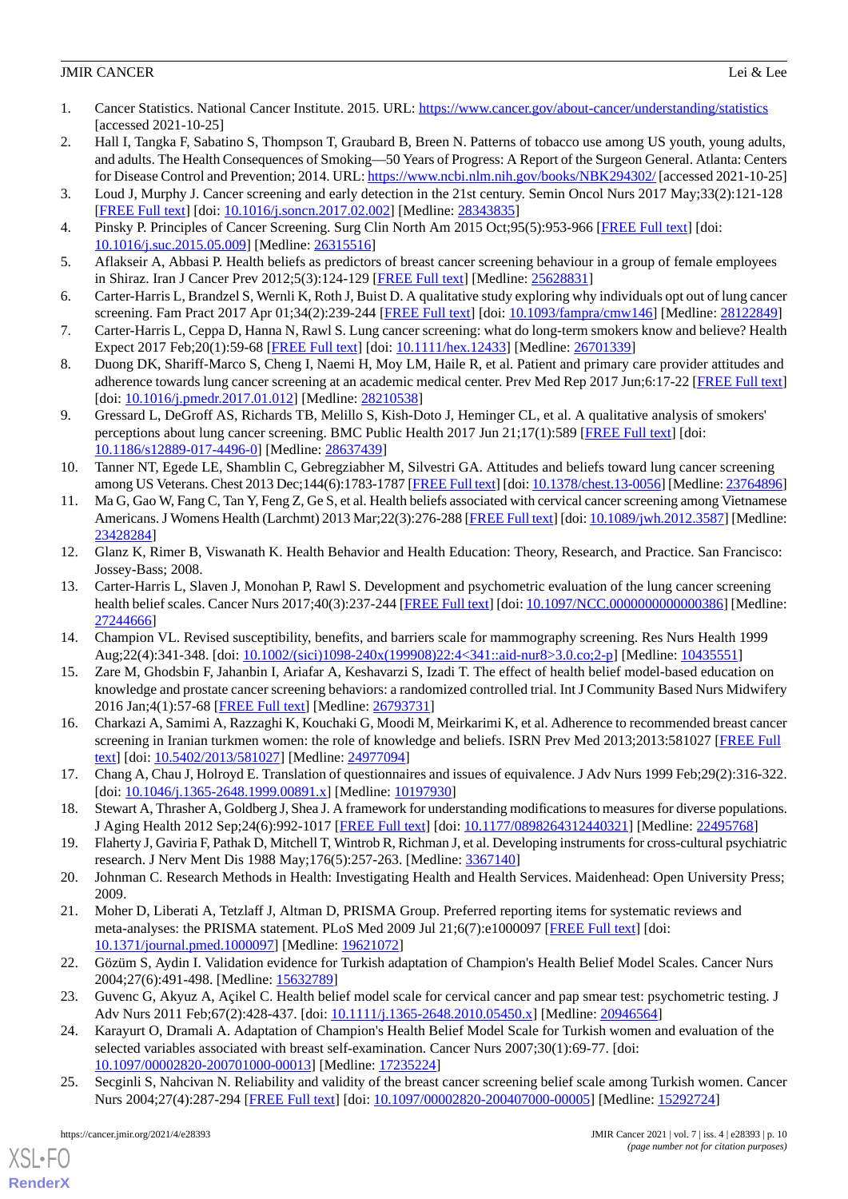1. Cancer Statistics. National Cancer Institute. 2015. URL: https://www.cancer.gov/about-cancer/understanding/statistics [accessed 2021-10-25]
2. Hall I, Tangka F, Sabatino S, Thompson T, Graubard B, Breen N. Patterns of tobacco use among US youth, young adults, and adults. The Health Consequences of Smoking—50 Years of Progress: A Report of the Surgeon General. Atlanta: Centers for Disease Control and Prevention; 2014. URL: https://www.ncbi.nlm.nih.gov/books/NBK294302/ [accessed 2021-10-25]
3. Loud J, Murphy J. Cancer screening and early detection in the 21st century. Semin Oncol Nurs 2017 May;33(2):121-128 [FREE Full text] [doi: 10.1016/j.soncn.2017.02.002] [Medline: 28343835]
4. Pinsky P. Principles of Cancer Screening. Surg Clin North Am 2015 Oct;95(5):953-966 [FREE Full text] [doi: 10.1016/j.suc.2015.05.009] [Medline: 26315516]
5. Aflakseir A, Abbasi P. Health beliefs as predictors of breast cancer screening behaviour in a group of female employees in Shiraz. Iran J Cancer Prev 2012;5(3):124-129 [FREE Full text] [Medline: 25628831]
6. Carter-Harris L, Brandzel S, Wernli K, Roth J, Buist D. A qualitative study exploring why individuals opt out of lung cancer screening. Fam Pract 2017 Apr 01;34(2):239-244 [FREE Full text] [doi: 10.1093/fampra/cmw146] [Medline: 28122849]
7. Carter-Harris L, Ceppa D, Hanna N, Rawl S. Lung cancer screening: what do long-term smokers know and believe? Health Expect 2017 Feb;20(1):59-68 [FREE Full text] [doi: 10.1111/hex.12433] [Medline: 26701339]
8. Duong DK, Shariff-Marco S, Cheng I, Naemi H, Moy LM, Haile R, et al. Patient and primary care provider attitudes and adherence towards lung cancer screening at an academic medical center. Prev Med Rep 2017 Jun;6:17-22 [FREE Full text] [doi: 10.1016/j.pmedr.2017.01.012] [Medline: 28210538]
9. Gressard L, DeGroff AS, Richards TB, Melillo S, Kish-Doto J, Heminger CL, et al. A qualitative analysis of smokers' perceptions about lung cancer screening. BMC Public Health 2017 Jun 21;17(1):589 [FREE Full text] [doi: 10.1186/s12889-017-4496-0] [Medline: 28637439]
10. Tanner NT, Egede LE, Shamblin C, Gebregziabher M, Silvestri GA. Attitudes and beliefs toward lung cancer screening among US Veterans. Chest 2013 Dec;144(6):1783-1787 [FREE Full text] [doi: 10.1378/chest.13-0056] [Medline: 23764896]
11. Ma G, Gao W, Fang C, Tan Y, Feng Z, Ge S, et al. Health beliefs associated with cervical cancer screening among Vietnamese Americans. J Womens Health (Larchmt) 2013 Mar;22(3):276-288 [FREE Full text] [doi: 10.1089/jwh.2012.3587] [Medline: 23428284]
12. Glanz K, Rimer B, Viswanath K. Health Behavior and Health Education: Theory, Research, and Practice. San Francisco: Jossey-Bass; 2008.
13. Carter-Harris L, Slaven J, Monohan P, Rawl S. Development and psychometric evaluation of the lung cancer screening health belief scales. Cancer Nurs 2017;40(3):237-244 [FREE Full text] [doi: 10.1097/NCC.0000000000000386] [Medline: 27244666]
14. Champion VL. Revised susceptibility, benefits, and barriers scale for mammography screening. Res Nurs Health 1999 Aug;22(4):341-348. [doi: 10.1002/(sici)1098-240x(199908)22:4<341::aid-nur8>3.0.co;2-p] [Medline: 10435551]
15. Zare M, Ghodsbin F, Jahanbin I, Ariafar A, Keshavarzi S, Izadi T. The effect of health belief model-based education on knowledge and prostate cancer screening behaviors: a randomized controlled trial. Int J Community Based Nurs Midwifery 2016 Jan;4(1):57-68 [FREE Full text] [Medline: 26793731]
16. Charkazi A, Samimi A, Razzaghi K, Kouchaki G, Moodi M, Meirkarimi K, et al. Adherence to recommended breast cancer screening in Iranian turkmen women: the role of knowledge and beliefs. ISRN Prev Med 2013;2013:581027 [FREE Full text] [doi: 10.5402/2013/581027] [Medline: 24977094]
17. Chang A, Chau J, Holroyd E. Translation of questionnaires and issues of equivalence. J Adv Nurs 1999 Feb;29(2):316-322. [doi: 10.1046/j.1365-2648.1999.00891.x] [Medline: 10197930]
18. Stewart A, Thrasher A, Goldberg J, Shea J. A framework for understanding modifications to measures for diverse populations. J Aging Health 2012 Sep;24(6):992-1017 [FREE Full text] [doi: 10.1177/0898264312440321] [Medline: 22495768]
19. Flaherty J, Gaviria F, Pathak D, Mitchell T, Wintrob R, Richman J, et al. Developing instruments for cross-cultural psychiatric research. J Nerv Ment Dis 1988 May;176(5):257-263. [Medline: 3367140]
20. Johnman C. Research Methods in Health: Investigating Health and Health Services. Maidenhead: Open University Press; 2009.
21. Moher D, Liberati A, Tetzlaff J, Altman D, PRISMA Group. Preferred reporting items for systematic reviews and meta-analyses: the PRISMA statement. PLoS Med 2009 Jul 21;6(7):e1000097 [FREE Full text] [doi: 10.1371/journal.pmed.1000097] [Medline: 19621072]
22. Gözüm S, Aydin I. Validation evidence for Turkish adaptation of Champion's Health Belief Model Scales. Cancer Nurs 2004;27(6):491-498. [Medline: 15632789]
23. Guvenc G, Akyuz A, Açikel C. Health belief model scale for cervical cancer and pap smear test: psychometric testing. J Adv Nurs 2011 Feb;67(2):428-437. [doi: 10.1111/j.1365-2648.2010.05450.x] [Medline: 20946564]
24. Karayurt O, Dramali A. Adaptation of Champion's Health Belief Model Scale for Turkish women and evaluation of the selected variables associated with breast self-examination. Cancer Nurs 2007;30(1):69-77. [doi: 10.1097/00002820-200701000-00013] [Medline: 17235224]
25. Secginli S, Nahcivan N. Reliability and validity of the breast cancer screening belief scale among Turkish women. Cancer Nurs 2004;27(4):287-294 [FREE Full text] [doi: 10.1097/00002820-200407000-00005] [Medline: 15292724]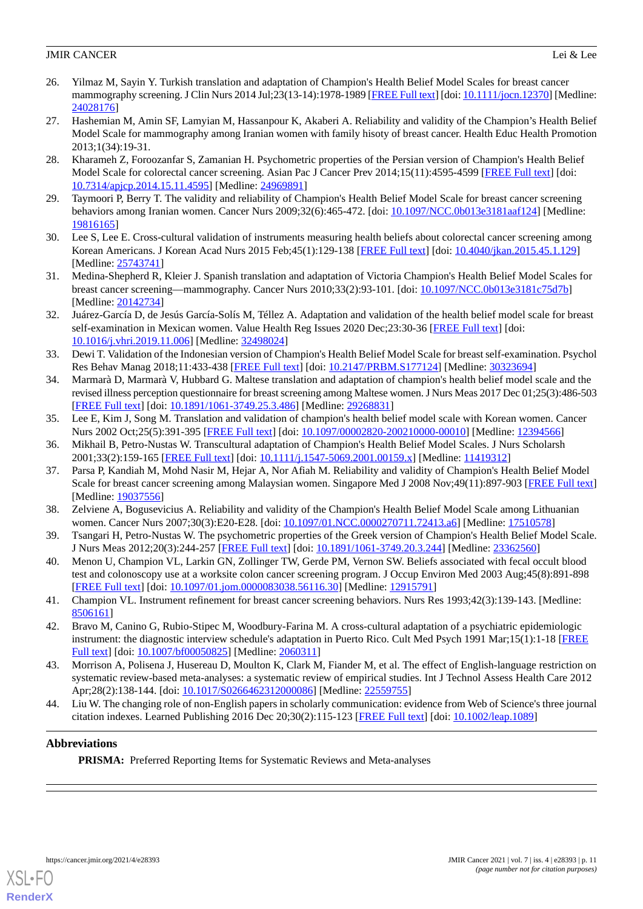26. Yilmaz M, Sayin Y. Turkish translation and adaptation of Champion's Health Belief Model Scales for breast cancer mammography screening. J Clin Nurs 2014 Jul;23(13-14):1978-1989 [FREE Full text] [doi: 10.1111/jocn.12370] [Medline: 24028176]
27. Hashemian M, Amin SF, Lamyian M, Hassanpour K, Akaberi A. Reliability and validity of the Champion's Health Belief Model Scale for mammography among Iranian women with family hisoty of breast cancer. Health Educ Health Promotion 2013;1(34):19-31.
28. Kharameh Z, Foroozanfar S, Zamanian H. Psychometric properties of the Persian version of Champion's Health Belief Model Scale for colorectal cancer screening. Asian Pac J Cancer Prev 2014;15(11):4595-4599 [FREE Full text] [doi: 10.7314/apjcp.2014.15.11.4595] [Medline: 24969891]
29. Taymoori P, Berry T. The validity and reliability of Champion's Health Belief Model Scale for breast cancer screening behaviors among Iranian women. Cancer Nurs 2009;32(6):465-472. [doi: 10.1097/NCC.0b013e3181aaf124] [Medline: 19816165]
30. Lee S, Lee E. Cross-cultural validation of instruments measuring health beliefs about colorectal cancer screening among Korean Americans. J Korean Acad Nurs 2015 Feb;45(1):129-138 [FREE Full text] [doi: 10.4040/jkan.2015.45.1.129] [Medline: 25743741]
31. Medina-Shepherd R, Kleier J. Spanish translation and adaptation of Victoria Champion's Health Belief Model Scales for breast cancer screening—mammography. Cancer Nurs 2010;33(2):93-101. [doi: 10.1097/NCC.0b013e3181c75d7b] [Medline: 20142734]
32. Juárez-García D, de Jesús García-Solís M, Téllez A. Adaptation and validation of the health belief model scale for breast self-examination in Mexican women. Value Health Reg Issues 2020 Dec;23:30-36 [FREE Full text] [doi: 10.1016/j.vhri.2019.11.006] [Medline: 32498024]
33. Dewi T. Validation of the Indonesian version of Champion's Health Belief Model Scale for breast self-examination. Psychol Res Behav Manag 2018;11:433-438 [FREE Full text] [doi: 10.2147/PRBM.S177124] [Medline: 30323694]
34. Marmarà D, Marmarà V, Hubbard G. Maltese translation and adaptation of champion's health belief model scale and the revised illness perception questionnaire for breast screening among Maltese women. J Nurs Meas 2017 Dec 01;25(3):486-503 [FREE Full text] [doi: 10.1891/1061-3749.25.3.486] [Medline: 29268831]
35. Lee E, Kim J, Song M. Translation and validation of champion's health belief model scale with Korean women. Cancer Nurs 2002 Oct;25(5):391-395 [FREE Full text] [doi: 10.1097/00002820-200210000-00010] [Medline: 12394566]
36. Mikhail B, Petro-Nustas W. Transcultural adaptation of Champion's Health Belief Model Scales. J Nurs Scholarsh 2001;33(2):159-165 [FREE Full text] [doi: 10.1111/j.1547-5069.2001.00159.x] [Medline: 11419312]
37. Parsa P, Kandiah M, Mohd Nasir M, Hejar A, Nor Afiah M. Reliability and validity of Champion's Health Belief Model Scale for breast cancer screening among Malaysian women. Singapore Med J 2008 Nov;49(11):897-903 [FREE Full text] [Medline: 19037556]
38. Zelviene A, Bogusevicius A. Reliability and validity of the Champion's Health Belief Model Scale among Lithuanian women. Cancer Nurs 2007;30(3):E20-E28. [doi: 10.1097/01.NCC.0000270711.72413.a6] [Medline: 17510578]
39. Tsangari H, Petro-Nustas W. The psychometric properties of the Greek version of Champion's Health Belief Model Scale. J Nurs Meas 2012;20(3):244-257 [FREE Full text] [doi: 10.1891/1061-3749.20.3.244] [Medline: 23362560]
40. Menon U, Champion VL, Larkin GN, Zollinger TW, Gerde PM, Vernon SW. Beliefs associated with fecal occult blood test and colonoscopy use at a worksite colon cancer screening program. J Occup Environ Med 2003 Aug;45(8):891-898 [FREE Full text] [doi: 10.1097/01.jom.0000083038.56116.30] [Medline: 12915791]
41. Champion VL. Instrument refinement for breast cancer screening behaviors. Nurs Res 1993;42(3):139-143. [Medline: 8506161]
42. Bravo M, Canino G, Rubio-Stipec M, Woodbury-Farina M. A cross-cultural adaptation of a psychiatric epidemiologic instrument: the diagnostic interview schedule's adaptation in Puerto Rico. Cult Med Psych 1991 Mar;15(1):1-18 [FREE Full text] [doi: 10.1007/bf00050825] [Medline: 2060311]
43. Morrison A, Polisena J, Husereau D, Moulton K, Clark M, Fiander M, et al. The effect of English-language restriction on systematic review-based meta-analyses: a systematic review of empirical studies. Int J Technol Assess Health Care 2012 Apr;28(2):138-144. [doi: 10.1017/S0266462312000086] [Medline: 22559755]
44. Liu W. The changing role of non-English papers in scholarly communication: evidence from Web of Science's three journal citation indexes. Learned Publishing 2016 Dec 20;30(2):115-123 [FREE Full text] [doi: 10.1002/leap.1089]

## Abbreviations

**PRISMA:** Preferred Reporting Items for Systematic Reviews and Meta-analyses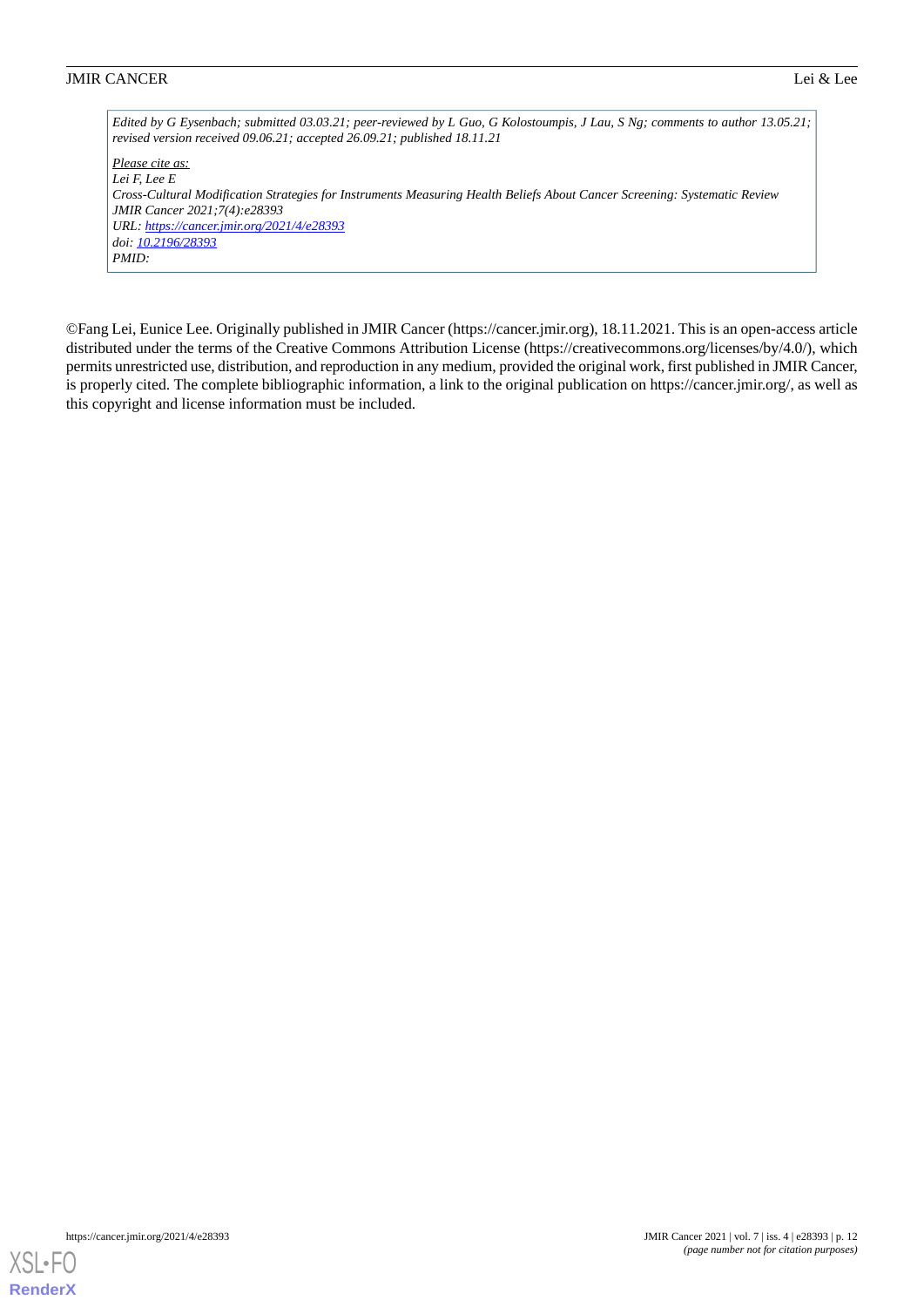*Edited by G Eysenbach; submitted 03.03.21; peer-reviewed by L Guo, G Kolostoumpis, J Lau, S Ng; comments to author 13.05.21; revised version received 09.06.21; accepted 26.09.21; published 18.11.21*

*Please cite as:*
*Lei F, Lee E*
*Cross-Cultural Modification Strategies for Instruments Measuring Health Beliefs About Cancer Screening: Systematic Review*
*JMIR Cancer 2021;7(4):e28393*
*URL: https://cancer.jmir.org/2021/4/e28393*
*doi: 10.2196/28393*
*PMID:*

©Fang Lei, Eunice Lee. Originally published in JMIR Cancer (https://cancer.jmir.org), 18.11.2021. This is an open-access article distributed under the terms of the Creative Commons Attribution License (https://creativecommons.org/licenses/by/4.0/), which permits unrestricted use, distribution, and reproduction in any medium, provided the original work, first published in JMIR Cancer, is properly cited. The complete bibliographic information, a link to the original publication on https://cancer.jmir.org/, as well as this copyright and license information must be included.